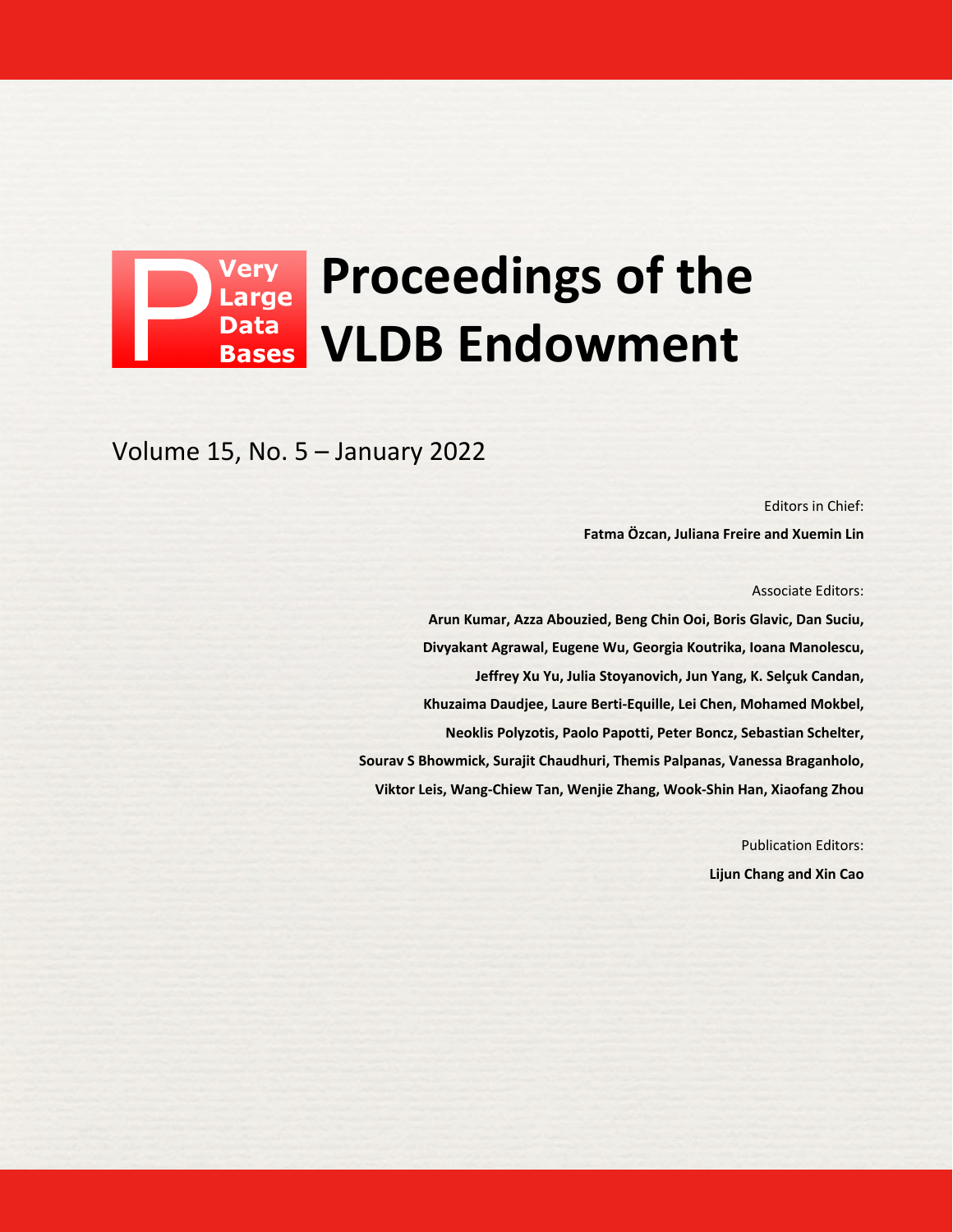# Proceedings of the VLDB Endowment

Very Large Data Bases

Volume 15, No. 5 – January 2022

Editors in Chief:

**Fatma Özcan, Juliana Freire and Xuemin Lin**

Associate Editors:

**Arun Kumar, Azza Abouzied, Beng Chin Ooi, Boris Glavic, Dan Suciu, Divyakant Agrawal, Eugene Wu, Georgia Koutrika, Ioana Manolescu, Jeffrey Xu Yu, Julia Stoyanovich, Jun Yang, K. Selçuk Candan, Khuzaima Daudjee, Laure Berti-Equille, Lei Chen, Mohamed Mokbel, Neoklis Polyzotis, Paolo Papotti, Peter Boncz, Sebastian Schelter, Sourav S Bhowmick, Surajit Chaudhuri, Themis Palpanas, Vanessa Braganholo, Viktor Leis, Wang-Chiew Tan, Wenjie Zhang, Wook-Shin Han, Xiaofang Zhou**

Publication Editors:

**Lijun Chang and Xin Cao**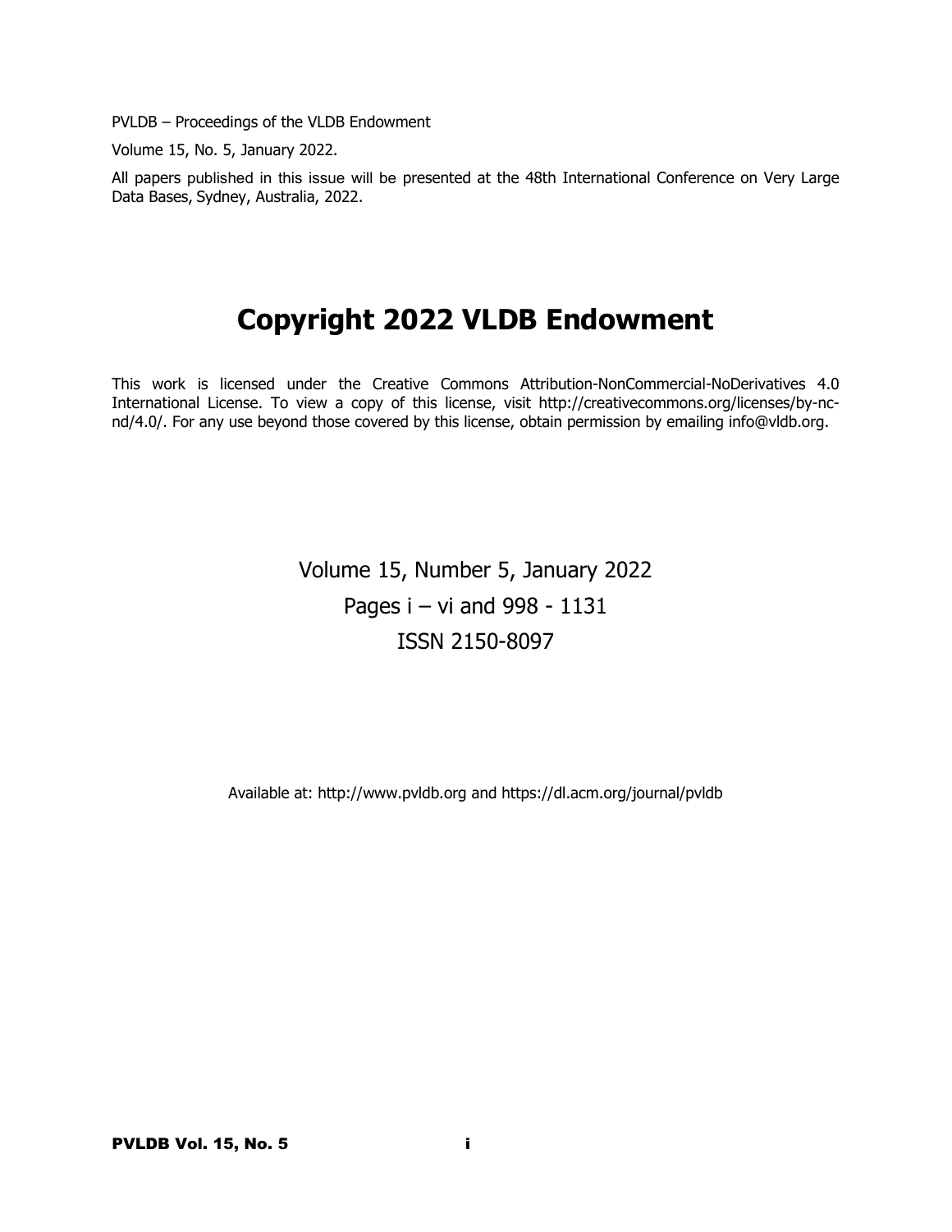PVLDB – Proceedings of the VLDB Endowment

Volume 15, No. 5, January 2022.

All papers published in this issue will be presented at the 48th International Conference on Very Large Data Bases, Sydney, Australia, 2022.

# Copyright 2022 VLDB Endowment

This work is licensed under the Creative Commons Attribution-NonCommercial-NoDerivatives 4.0 International License. To view a copy of this license, visit http://creativecommons.org/licenses/by-nc-nd/4.0/. For any use beyond those covered by this license, obtain permission by emailing info@vldb.org.

Volume 15, Number 5, January 2022

Pages i – vi and 998 - 1131

ISSN 2150-8097

Available at: http://www.pvldb.org and https://dl.acm.org/journal/pvldb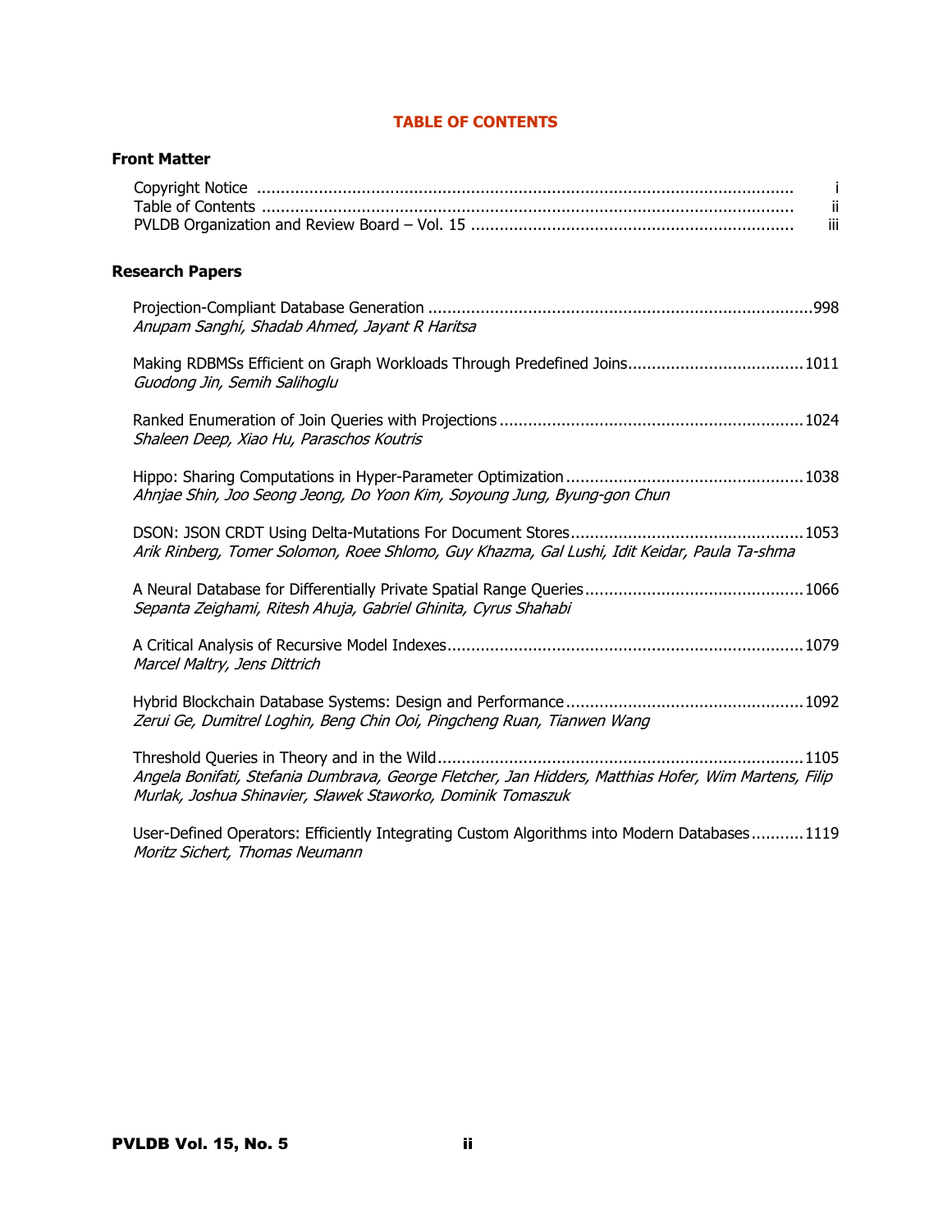# TABLE OF CONTENTS

## Front Matter

Copyright Notice ............................................................................................................... i
Table of Contents ............................................................................................................... ii
PVLDB Organization and Review Board – Vol. 15 .................................................................... iii

## Research Papers

Projection-Compliant Database Generation ..................................................................................998
*Anupam Sanghi, Shadab Ahmed, Jayant R Haritsa*

Making RDBMSs Efficient on Graph Workloads Through Predefined Joins.....................................1011
*Guodong Jin, Semih Salihoglu*

Ranked Enumeration of Join Queries with Projections ................................................................1024
*Shaleen Deep, Xiao Hu, Paraschos Koutris*

Hippo: Sharing Computations in Hyper-Parameter Optimization ..................................................1038
*Ahnjae Shin, Joo Seong Jeong, Do Yoon Kim, Soyoung Jung, Byung-gon Chun*

DSON: JSON CRDT Using Delta-Mutations For Document Stores .................................................1053
*Arik Rinberg, Tomer Solomon, Roee Shlomo, Guy Khazma, Gal Lushi, Idit Keidar, Paula Ta-shma*

A Neural Database for Differentially Private Spatial Range Queries..............................................1066
*Sepanta Zeighami, Ritesh Ahuja, Gabriel Ghinita, Cyrus Shahabi*

A Critical Analysis of Recursive Model Indexes...........................................................................1079
*Marcel Maltry, Jens Dittrich*

Hybrid Blockchain Database Systems: Design and Performance ..................................................1092
*Zerui Ge, Dumitrel Loghin, Beng Chin Ooi, Pingcheng Ruan, Tianwen Wang*

Threshold Queries in Theory and in the Wild.............................................................................1105
*Angela Bonifati, Stefania Dumbrava, George Fletcher, Jan Hidders, Matthias Hofer, Wim Martens, Filip Murlak, Joshua Shinavier, Sławek Staworko, Dominik Tomaszuk*

User-Defined Operators: Efficiently Integrating Custom Algorithms into Modern Databases...........1119
*Moritz Sichert, Thomas Neumann*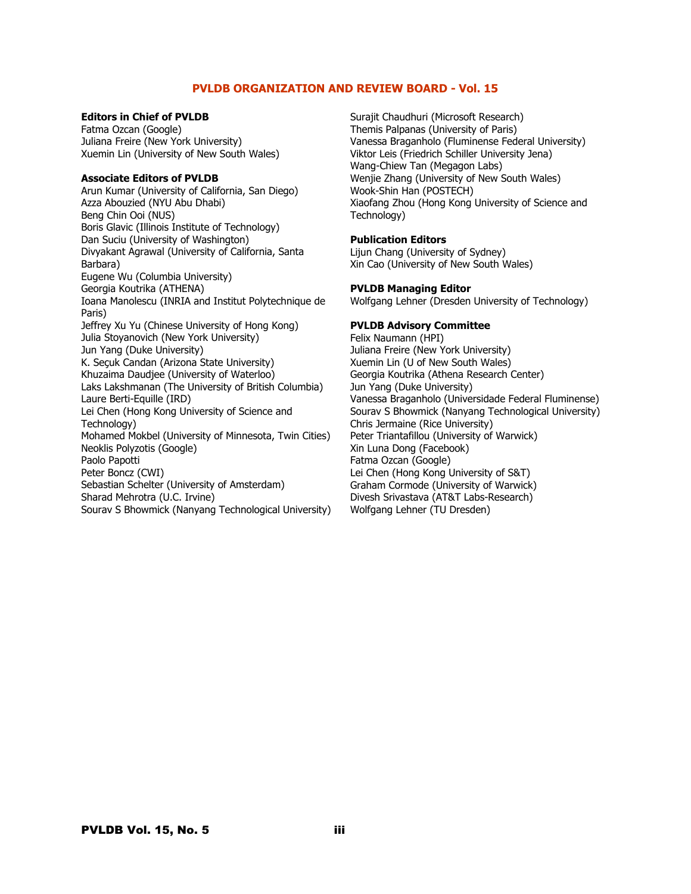# PVLDB ORGANIZATION AND REVIEW BOARD - Vol. 15

**Editors in Chief of PVLDB**

Fatma Ozcan (Google)
Juliana Freire (New York University)
Xuemin Lin (University of New South Wales)

**Associate Editors of PVLDB**

Arun Kumar (University of California, San Diego)
Azza Abouzied (NYU Abu Dhabi)
Beng Chin Ooi (NUS)
Boris Glavic (Illinois Institute of Technology)
Dan Suciu (University of Washington)
Divyakant Agrawal (University of California, Santa Barbara)
Eugene Wu (Columbia University)
Georgia Koutrika (ATHENA)
Ioana Manolescu (INRIA and Institut Polytechnique de Paris)
Jeffrey Xu Yu (Chinese University of Hong Kong)
Julia Stoyanovich (New York University)
Jun Yang (Duke University)
K. Seçuk Candan (Arizona State University)
Khuzaima Daudjee (University of Waterloo)
Laks Lakshmanan (The University of British Columbia)
Laure Berti-Equille (IRD)
Lei Chen (Hong Kong University of Science and Technology)
Mohamed Mokbel (University of Minnesota, Twin Cities)
Neoklis Polyzotis (Google)
Paolo Papotti
Peter Boncz (CWI)
Sebastian Schelter (University of Amsterdam)
Sharad Mehrotra (U.C. Irvine)
Sourav S Bhowmick (Nanyang Technological University)
Surajit Chaudhuri (Microsoft Research)
Themis Palpanas (University of Paris)
Vanessa Braganholo (Fluminense Federal University)
Viktor Leis (Friedrich Schiller University Jena)
Wang-Chiew Tan (Megagon Labs)
Wenjie Zhang (University of New South Wales)
Wook-Shin Han (POSTECH)
Xiaofang Zhou (Hong Kong University of Science and Technology)

**Publication Editors**

Lijun Chang (University of Sydney)
Xin Cao (University of New South Wales)

**PVLDB Managing Editor**

Wolfgang Lehner (Dresden University of Technology)

**PVLDB Advisory Committee**

Felix Naumann (HPI)
Juliana Freire (New York University)
Xuemin Lin (U of New South Wales)
Georgia Koutrika (Athena Research Center)
Jun Yang (Duke University)
Vanessa Braganholo (Universidade Federal Fluminense)
Sourav S Bhowmick (Nanyang Technological University)
Chris Jermaine (Rice University)
Peter Triantafillou (University of Warwick)
Xin Luna Dong (Facebook)
Fatma Ozcan (Google)
Lei Chen (Hong Kong University of S&T)
Graham Cormode (University of Warwick)
Divesh Srivastava (AT&T Labs-Research)
Wolfgang Lehner (TU Dresden)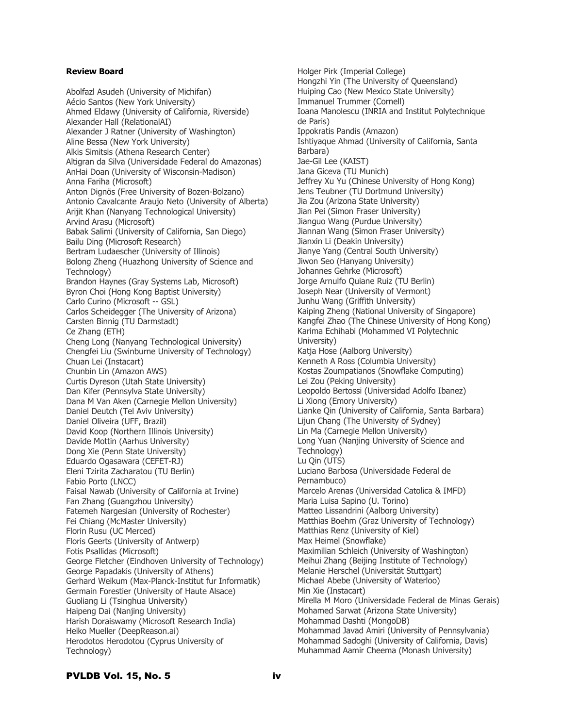**Review Board**

Abolfazl Asudeh (University of Michifan)
Aécio Santos (New York University)
Ahmed Eldawy (University of California, Riverside)
Alexander Hall (RelationalAI)
Alexander J Ratner (University of Washington)
Aline Bessa (New York University)
Alkis Simitsis (Athena Research Center)
Altigran da Silva (Universidade Federal do Amazonas)
AnHai Doan (University of Wisconsin-Madison)
Anna Fariha (Microsoft)
Anton Dignös (Free University of Bozen-Bolzano)
Antonio Cavalcante Araujo Neto (University of Alberta)
Arijit Khan (Nanyang Technological University)
Arvind Arasu (Microsoft)
Babak Salimi (University of California, San Diego)
Bailu Ding (Microsoft Research)
Bertram Ludaescher (University of Illinois)
Bolong Zheng (Huazhong University of Science and Technology)
Brandon Haynes (Gray Systems Lab, Microsoft)
Byron Choi (Hong Kong Baptist University)
Carlo Curino (Microsoft -- GSL)
Carlos Scheidegger (The University of Arizona)
Carsten Binnig (TU Darmstadt)
Ce Zhang (ETH)
Cheng Long (Nanyang Technological University)
Chengfei Liu (Swinburne University of Technology)
Chuan Lei (Instacart)
Chunbin Lin (Amazon AWS)
Curtis Dyreson (Utah State University)
Dan Kifer (Pennsylva State University)
Dana M Van Aken (Carnegie Mellon University)
Daniel Deutch (Tel Aviv University)
Daniel Oliveira (UFF, Brazil)
David Koop (Northern Illinois University)
Davide Mottin (Aarhus University)
Dong Xie (Penn State University)
Eduardo Ogasawara (CEFET-RJ)
Eleni Tzirita Zacharatou (TU Berlin)
Fabio Porto (LNCC)
Faisal Nawab (University of California at Irvine)
Fan Zhang (Guangzhou University)
Fatemeh Nargesian (University of Rochester)
Fei Chiang (McMaster University)
Florin Rusu (UC Merced)
Floris Geerts (University of Antwerp)
Fotis Psallidas (Microsoft)
George Fletcher (Eindhoven University of Technology)
George Papadakis (University of Athens)
Gerhard Weikum (Max-Planck-Institut fur Informatik)
Germain Forestier (University of Haute Alsace)
Guoliang Li (Tsinghua University)
Haipeng Dai (Nanjing University)
Harish Doraiswamy (Microsoft Research India)
Heiko Mueller (DeepReason.ai)
Herodotos Herodotou (Cyprus University of Technology)
Holger Pirk (Imperial College)
Hongzhi Yin (The University of Queensland)
Huiping Cao (New Mexico State University)
Immanuel Trummer (Cornell)
Ioana Manolescu (INRIA and Institut Polytechnique de Paris)
Ippokratis Pandis (Amazon)
Ishtiyaque Ahmad (University of California, Santa Barbara)
Jae-Gil Lee (KAIST)
Jana Giceva (TU Munich)
Jeffrey Xu Yu (Chinese University of Hong Kong)
Jens Teubner (TU Dortmund University)
Jia Zou (Arizona State University)
Jian Pei (Simon Fraser University)
Jianguo Wang (Purdue University)
Jiannan Wang (Simon Fraser University)
Jianxin Li (Deakin University)
Jianye Yang (Central South University)
Jiwon Seo (Hanyang University)
Johannes Gehrke (Microsoft)
Jorge Arnulfo Quiane Ruiz (TU Berlin)
Joseph Near (University of Vermont)
Junhu Wang (Griffith University)
Kaiping Zheng (National University of Singapore)
Kangfei Zhao (The Chinese University of Hong Kong)
Karima Echihabi (Mohammed VI Polytechnic University)
Katja Hose (Aalborg University)
Kenneth A Ross (Columbia University)
Kostas Zoumpatianos (Snowflake Computing)
Lei Zou (Peking University)
Leopoldo Bertossi (Universidad Adolfo Ibanez)
Li Xiong (Emory University)
Lianke Qin (University of California, Santa Barbara)
Lijun Chang (The University of Sydney)
Lin Ma (Carnegie Mellon University)
Long Yuan (Nanjing University of Science and Technology)
Lu Qin (UTS)
Luciano Barbosa (Universidade Federal de Pernambuco)
Marcelo Arenas (Universidad Catolica & IMFD)
Maria Luisa Sapino (U. Torino)
Matteo Lissandrini (Aalborg University)
Matthias Boehm (Graz University of Technology)
Matthias Renz (University of Kiel)
Max Heimel (Snowflake)
Maximilian Schleich (University of Washington)
Meihui Zhang (Beijing Institute of Technology)
Melanie Herschel (Universität Stuttgart)
Michael Abebe (University of Waterloo)
Min Xie (Instacart)
Mirella M Moro (Universidade Federal de Minas Gerais)
Mohamed Sarwat (Arizona State University)
Mohammad Dashti (MongoDB)
Mohammad Javad Amiri (University of Pennsylvania)
Mohammad Sadoghi (University of California, Davis)
Muhammad Aamir Cheema (Monash University)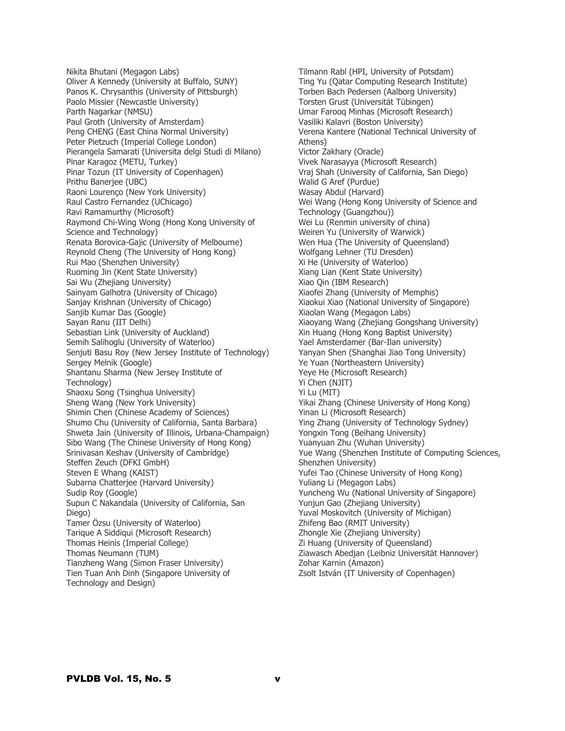Nikita Bhutani (Megagon Labs)
Oliver A Kennedy (University at Buffalo, SUNY)
Panos K. Chrysanthis (University of Pittsburgh)
Paolo Missier (Newcastle University)
Parth Nagarkar (NMSU)
Paul Groth (University of Amsterdam)
Peng CHENG (East China Normal University)
Peter Pietzuch (Imperial College London)
Pierangela Samarati (Universita delgi Studi di Milano)
Pinar Karagoz (METU, Turkey)
Pinar Tozun (IT University of Copenhagen)
Prithu Banerjee (UBC)
Raoni Lourenço (New York University)
Raul Castro Fernandez (UChicago)
Ravi Ramamurthy (Microsoft)
Raymond Chi-Wing Wong (Hong Kong University of Science and Technology)
Renata Borovica-Gajic (University of Melbourne)
Reynold Cheng (The University of Hong Kong)
Rui Mao (Shenzhen University)
Ruoming Jin (Kent State University)
Sai Wu (Zhejiang University)
Sainyam Galhotra (University of Chicago)
Sanjay Krishnan (University of Chicago)
Sanjib Kumar Das (Google)
Sayan Ranu (IIT Delhi)
Sebastian Link (University of Auckland)
Semih Salihoglu (University of Waterloo)
Senjuti Basu Roy (New Jersey Institute of Technology)
Sergey Melnik (Google)
Shantanu Sharma (New Jersey Institute of Technology)
Shaoxu Song (Tsinghua University)
Sheng Wang (New York University)
Shimin Chen (Chinese Academy of Sciences)
Shumo Chu (University of California, Santa Barbara)
Shweta Jain (University of Illinois, Urbana-Champaign)
Sibo Wang (The Chinese University of Hong Kong)
Srinivasan Keshav (University of Cambridge)
Steffen Zeuch (DFKI GmbH)
Steven E Whang (KAIST)
Subarna Chatterjee (Harvard University)
Sudip Roy (Google)
Supun C Nakandala (University of California, San Diego)
Tamer Özsu (University of Waterloo)
Tarique A Siddiqui (Microsoft Research)
Thomas Heinis (Imperial College)
Thomas Neumann (TUM)
Tianzheng Wang (Simon Fraser University)
Tien Tuan Anh Dinh (Singapore University of Technology and Design)
Tilmann Rabl (HPI, University of Potsdam)
Ting Yu (Qatar Computing Research Institute)
Torben Bach Pedersen (Aalborg University)
Torsten Grust (Universität Tübingen)
Umar Farooq Minhas (Microsoft Research)
Vasiliki Kalavri (Boston University)
Verena Kantere (National Technical University of Athens)
Victor Zakhary (Oracle)
Vivek Narasayya (Microsoft Research)
Vraj Shah (University of California, San Diego)
Walid G Aref (Purdue)
Wasay Abdul (Harvard)
Wei Wang (Hong Kong University of Science and Technology (Guangzhou))
Wei Lu (Renmin university of china)
Weiren Yu (University of Warwick)
Wen Hua (The University of Queensland)
Wolfgang Lehner (TU Dresden)
Xi He (University of Waterloo)
Xiang Lian (Kent State University)
Xiao Qin (IBM Research)
Xiaofei Zhang (University of Memphis)
Xiaokui Xiao (National University of Singapore)
Xiaolan Wang (Megagon Labs)
Xiaoyang Wang (Zhejiang Gongshang University)
Xin Huang (Hong Kong Baptist University)
Yael Amsterdamer (Bar-Ilan university)
Yanyan Shen (Shanghai Jiao Tong University)
Ye Yuan (Northeastern University)
Yeye He (Microsoft Research)
Yi Chen (NJIT)
Yi Lu (MIT)
Yikai Zhang (Chinese University of Hong Kong)
Yinan Li (Microsoft Research)
Ying Zhang (University of Technology Sydney)
Yongxin Tong (Beihang University)
Yuanyuan Zhu (Wuhan University)
Yue Wang (Shenzhen Institute of Computing Sciences, Shenzhen University)
Yufei Tao (Chinese University of Hong Kong)
Yuliang Li (Megagon Labs)
Yuncheng Wu (National University of Singapore)
Yunjun Gao (Zhejiang University)
Yuval Moskovitch (University of Michigan)
Zhifeng Bao (RMIT University)
Zhongle Xie (Zhejiang University)
Zi Huang (University of Queensland)
Ziawasch Abedjan (Leibniz Universität Hannover)
Zohar Karnin (Amazon)
Zsolt István (IT University of Copenhagen)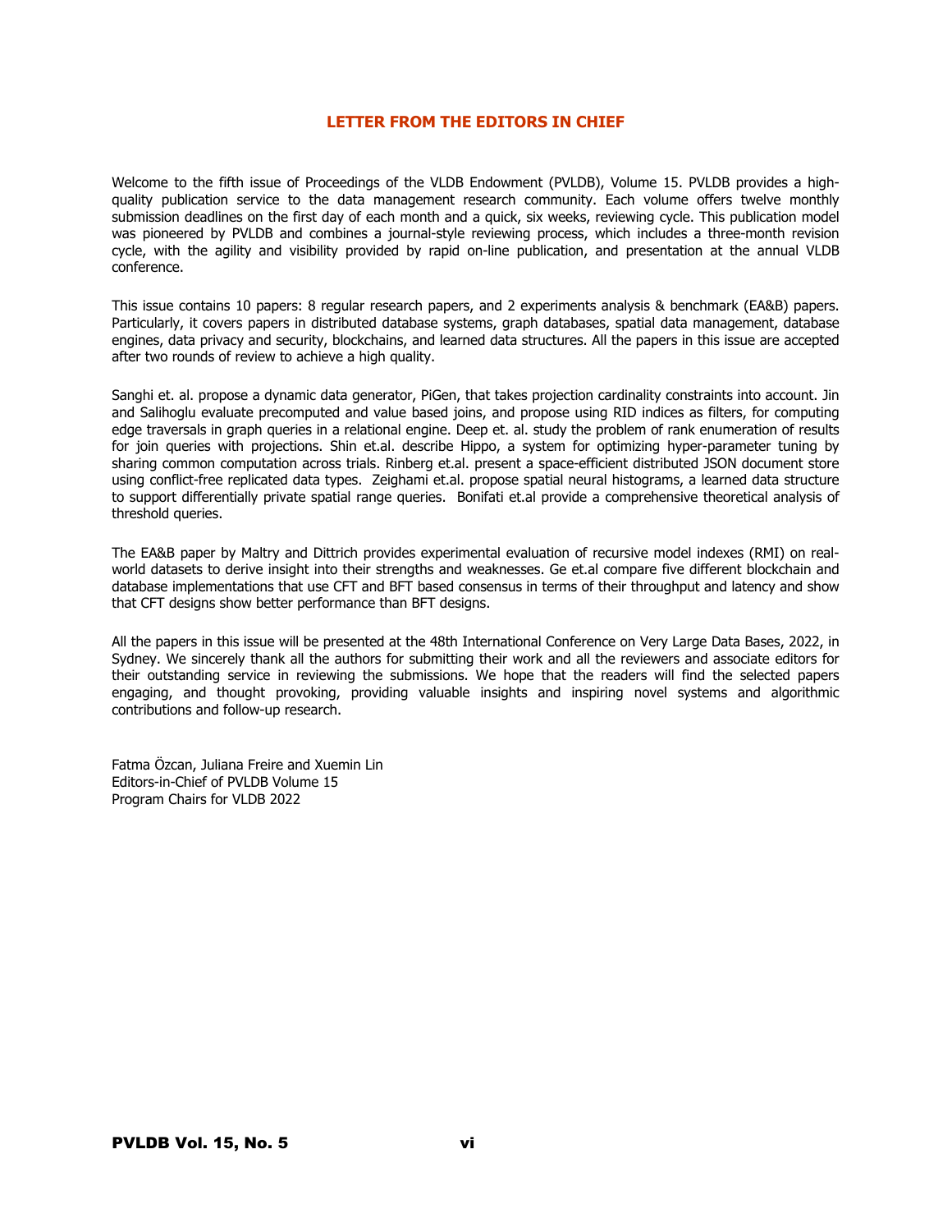## LETTER FROM THE EDITORS IN CHIEF

Welcome to the fifth issue of Proceedings of the VLDB Endowment (PVLDB), Volume 15. PVLDB provides a high-quality publication service to the data management research community. Each volume offers twelve monthly submission deadlines on the first day of each month and a quick, six weeks, reviewing cycle. This publication model was pioneered by PVLDB and combines a journal-style reviewing process, which includes a three-month revision cycle, with the agility and visibility provided by rapid on-line publication, and presentation at the annual VLDB conference.

This issue contains 10 papers: 8 regular research papers, and 2 experiments analysis & benchmark (EA&B) papers. Particularly, it covers papers in distributed database systems, graph databases, spatial data management, database engines, data privacy and security, blockchains, and learned data structures. All the papers in this issue are accepted after two rounds of review to achieve a high quality.

Sanghi et. al. propose a dynamic data generator, PiGen, that takes projection cardinality constraints into account. Jin and Salihoglu evaluate precomputed and value based joins, and propose using RID indices as filters, for computing edge traversals in graph queries in a relational engine. Deep et. al. study the problem of rank enumeration of results for join queries with projections. Shin et.al. describe Hippo, a system for optimizing hyper-parameter tuning by sharing common computation across trials. Rinberg et.al. present a space-efficient distributed JSON document store using conflict-free replicated data types. Zeighami et.al. propose spatial neural histograms, a learned data structure to support differentially private spatial range queries. Bonifati et.al provide a comprehensive theoretical analysis of threshold queries.

The EA&B paper by Maltry and Dittrich provides experimental evaluation of recursive model indexes (RMI) on real-world datasets to derive insight into their strengths and weaknesses. Ge et.al compare five different blockchain and database implementations that use CFT and BFT based consensus in terms of their throughput and latency and show that CFT designs show better performance than BFT designs.

All the papers in this issue will be presented at the 48th International Conference on Very Large Data Bases, 2022, in Sydney. We sincerely thank all the authors for submitting their work and all the reviewers and associate editors for their outstanding service in reviewing the submissions. We hope that the readers will find the selected papers engaging, and thought provoking, providing valuable insights and inspiring novel systems and algorithmic contributions and follow-up research.

Fatma Özcan, Juliana Freire and Xuemin Lin
Editors-in-Chief of PVLDB Volume 15
Program Chairs for VLDB 2022